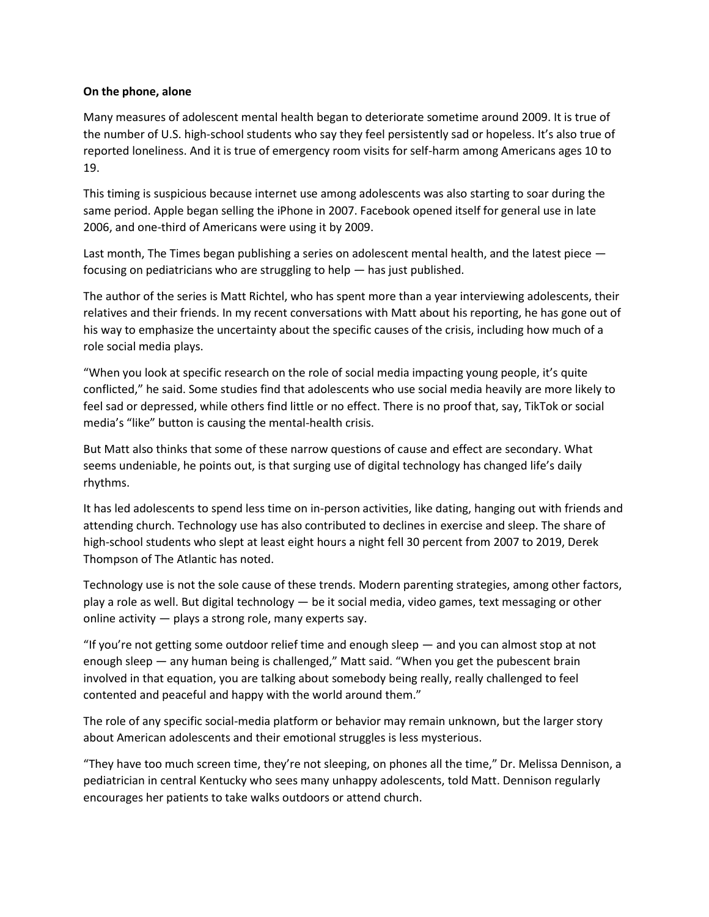**On the phone, alone**

Many measures of adolescent mental health began to deteriorate sometime around 2009. It is true of the number of U.S. high-school students who say they feel persistently sad or hopeless. It's also true of reported loneliness. And it is true of emergency room visits for self-harm among Americans ages 10 to 19.

This timing is suspicious because internet use among adolescents was also starting to soar during the same period. Apple began selling the iPhone in 2007. Facebook opened itself for general use in late 2006, and one-third of Americans were using it by 2009.

Last month, The Times began publishing a series on adolescent mental health, and the latest piece — focusing on pediatricians who are struggling to help — has just published.

The author of the series is Matt Richtel, who has spent more than a year interviewing adolescents, their relatives and their friends. In my recent conversations with Matt about his reporting, he has gone out of his way to emphasize the uncertainty about the specific causes of the crisis, including how much of a role social media plays.

"When you look at specific research on the role of social media impacting young people, it's quite conflicted," he said. Some studies find that adolescents who use social media heavily are more likely to feel sad or depressed, while others find little or no effect. There is no proof that, say, TikTok or social media's "like" button is causing the mental-health crisis.

But Matt also thinks that some of these narrow questions of cause and effect are secondary. What seems undeniable, he points out, is that surging use of digital technology has changed life's daily rhythms.

It has led adolescents to spend less time on in-person activities, like dating, hanging out with friends and attending church. Technology use has also contributed to declines in exercise and sleep. The share of high-school students who slept at least eight hours a night fell 30 percent from 2007 to 2019, Derek Thompson of The Atlantic has noted.

Technology use is not the sole cause of these trends. Modern parenting strategies, among other factors, play a role as well. But digital technology — be it social media, video games, text messaging or other online activity — plays a strong role, many experts say.

"If you're not getting some outdoor relief time and enough sleep — and you can almost stop at not enough sleep — any human being is challenged," Matt said. "When you get the pubescent brain involved in that equation, you are talking about somebody being really, really challenged to feel contented and peaceful and happy with the world around them."

The role of any specific social-media platform or behavior may remain unknown, but the larger story about American adolescents and their emotional struggles is less mysterious.

"They have too much screen time, they're not sleeping, on phones all the time," Dr. Melissa Dennison, a pediatrician in central Kentucky who sees many unhappy adolescents, told Matt. Dennison regularly encourages her patients to take walks outdoors or attend church.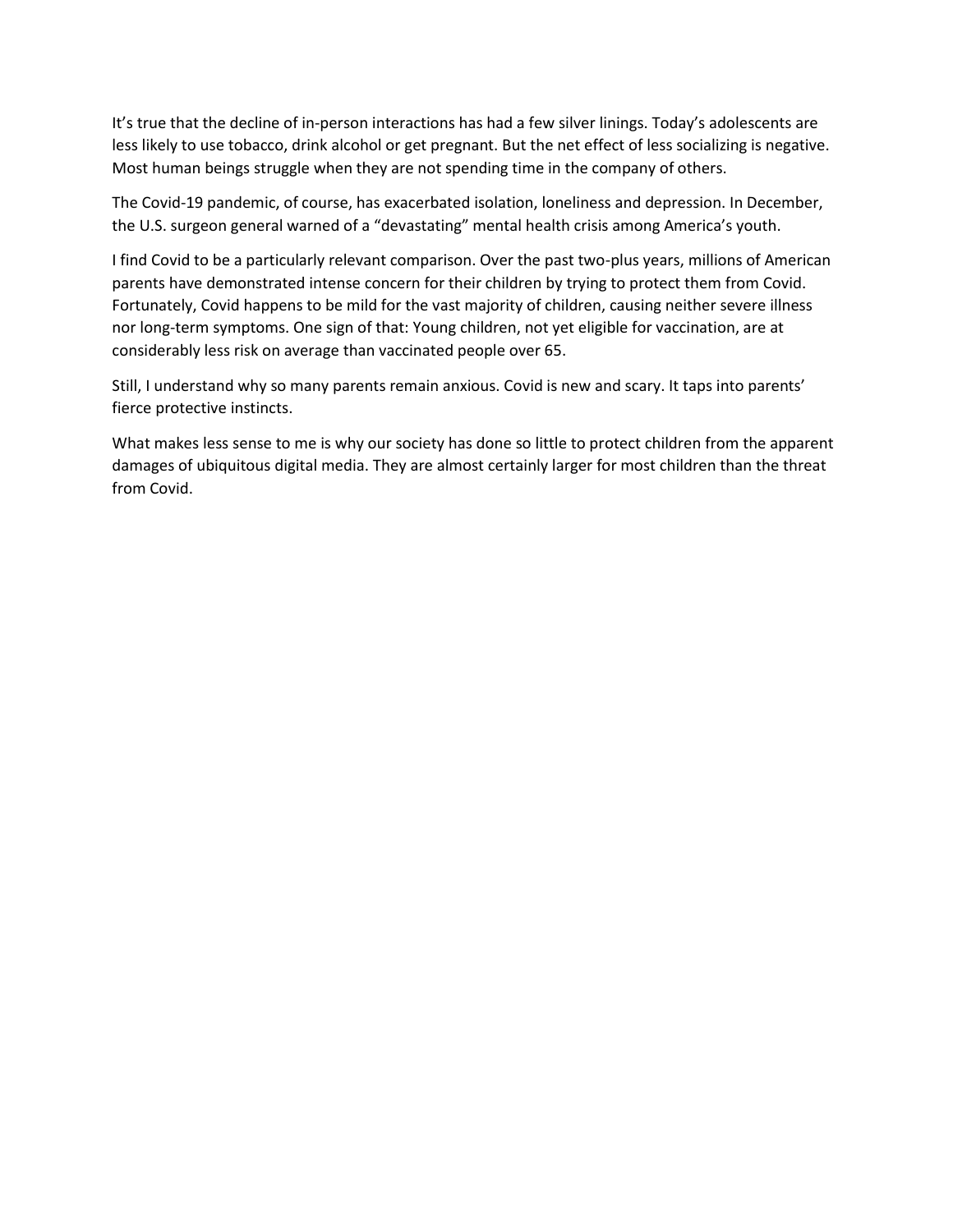It's true that the decline of in-person interactions has had a few silver linings. Today's adolescents are less likely to use tobacco, drink alcohol or get pregnant. But the net effect of less socializing is negative. Most human beings struggle when they are not spending time in the company of others.

The Covid-19 pandemic, of course, has exacerbated isolation, loneliness and depression. In December, the U.S. surgeon general warned of a "devastating" mental health crisis among America's youth.

I find Covid to be a particularly relevant comparison. Over the past two-plus years, millions of American parents have demonstrated intense concern for their children by trying to protect them from Covid. Fortunately, Covid happens to be mild for the vast majority of children, causing neither severe illness nor long-term symptoms. One sign of that: Young children, not yet eligible for vaccination, are at considerably less risk on average than vaccinated people over 65.

Still, I understand why so many parents remain anxious. Covid is new and scary. It taps into parents' fierce protective instincts.

What makes less sense to me is why our society has done so little to protect children from the apparent damages of ubiquitous digital media. They are almost certainly larger for most children than the threat from Covid.